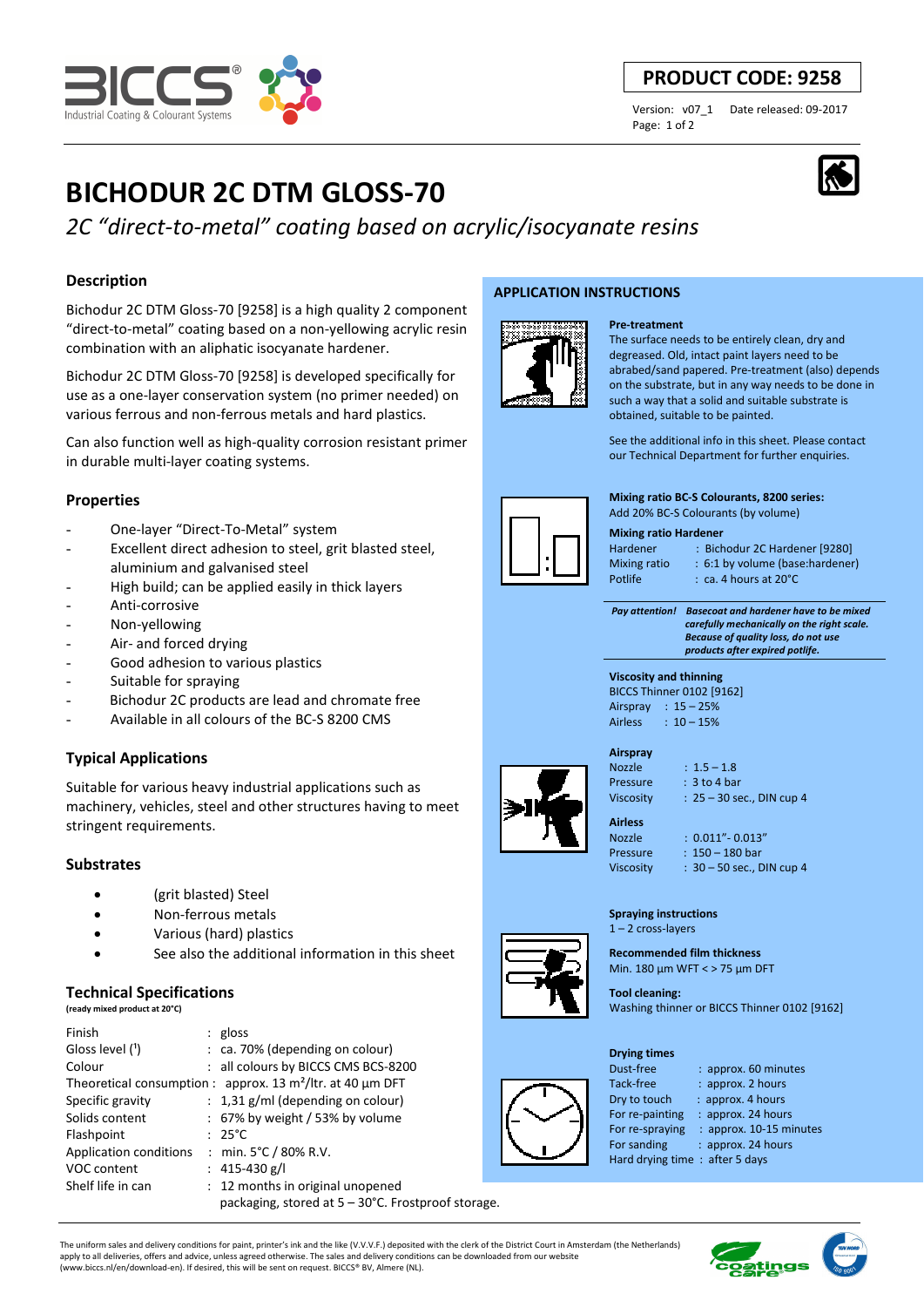**PRODUCT CODE: 9258**

Version: v07_1 Date released: 09-2017

# BICHODUR 2C DTM GLOSS-70

*2C "direct-to-metal" coating based on acrylic/isocyanate resins*

## Description

Bichodur 2C DTM Gloss-70 [9258] is a high quality 2 component "direct-to-metal" coating based on a non-yellowing acrylic resin combination with an aliphatic isocyanate hardener.

Bichodur 2C DTM Gloss-70 [9258] is developed specifically for use as a one-layer conservation system (no primer needed) on various ferrous and non-ferrous metals and hard plastics.

Can also function well as high-quality corrosion resistant primer in durable multi-layer coating systems.

## Properties

- One-layer "Direct-To-Metal" system
- Excellent direct adhesion to steel, grit blasted steel, aluminium and galvanised steel
- High build; can be applied easily in thick layers
- Anti-corrosive
- Non-yellowing
- Air- and forced drying
- Good adhesion to various plastics
- Suitable for spraying
- Bichodur 2C products are lead and chromate free
- Available in all colours of the BC-S 8200 CMS

## Typical Applications

Suitable for various heavy industrial applications such as machinery, vehicles, steel and other structures having to meet stringent requirements.

## Substrates

- (grit blasted) Steel
- Non-ferrous metals
- Various (hard) plastics
- See also the additional information in this sheet

## Technical Specifications

**(ready mixed product at 20°C)**

| | |
|---|---|
| Finish | : gloss |
| Gloss level (¹) | : ca. 70% (depending on colour) |
| Colour | : all colours by BICCS CMS BCS-8200 |
| Theoretical consumption | : approx. 13 m²/ltr. at 40 µm DFT |
| Specific gravity | : 1,31 g/ml (depending on colour) |
| Solids content | : 67% by weight / 53% by volume |
| Flashpoint | : 25°C |
| Application conditions | : min. 5°C / 80% R.V. |
| VOC content | : 415-430 g/l |
| Shelf life in can | : 12 months in original unopened packaging, stored at 5 – 30°C. Frostproof storage. |

## APPLICATION INSTRUCTIONS

**Pre-treatment**

The surface needs to be entirely clean, dry and degreased. Old, intact paint layers need to be abraded/sand papered. Pre-treatment (also) depends on the substrate, but in any way needs to be done in such a way that a solid and suitable substrate is obtained, suitable to be painted.

See the additional info in this sheet. Please contact our Technical Department for further enquiries.

**Mixing ratio BC-S Colourants, 8200 series:**

Add 20% BC-S Colourants (by volume)

**Mixing ratio Hardener**

| | |
|---|---|
| Hardener | : Bichodur 2C Hardener [9280] |
| Mixing ratio | : 6:1 by volume (base:hardener) |
| Potlife | : ca. 4 hours at 20°C |

***Pay attention!*** ***Basecoat and hardener have to be mixed carefully mechanically on the right scale. Because of quality loss, do not use products after expired potlife.***

**Viscosity and thinning**

BICCS Thinner 0102 [9162]

| | |
|---|---|
| Airspray | : 15 – 25% |
| Airless | : 10 – 15% |

**Airspray**

| | |
|---|---|
| Nozzle | : 1.5 – 1.8 |
| Pressure | : 3 to 4 bar |
| Viscosity | : 25 – 30 sec., DIN cup 4 |

**Airless**

| | |
|---|---|
| Nozzle | : 0.011"- 0.013" |
| Pressure | : 150 – 180 bar |
| Viscosity | : 30 – 50 sec., DIN cup 4 |

**Spraying instructions**

1 – 2 cross-layers

**Recommended film thickness**

Min. 180 µm WFT < > 75 µm DFT

**Tool cleaning:**

Washing thinner or BICCS Thinner 0102 [9162]

**Drying times**

| | |
|---|---|
| Dust-free | : approx. 60 minutes |
| Tack-free | : approx. 2 hours |
| Dry to touch | : approx. 4 hours |
| For re-painting | : approx. 24 hours |
| For re-spraying | : approx. 10-15 minutes |
| For sanding | : approx. 24 hours |
| Hard drying time | : after 5 days |

The uniform sales and delivery conditions for paint, printer's ink and the like (V.V.V.F.) deposited with the clerk of the District Court in Amsterdam (the Netherlands) apply to all deliveries, offers and advice, unless agreed otherwise. The sales and delivery conditions can be downloaded from our website (www.biccs.nl/en/download-en). If desired, this will be sent on request. BICCS® BV, Almere (NL).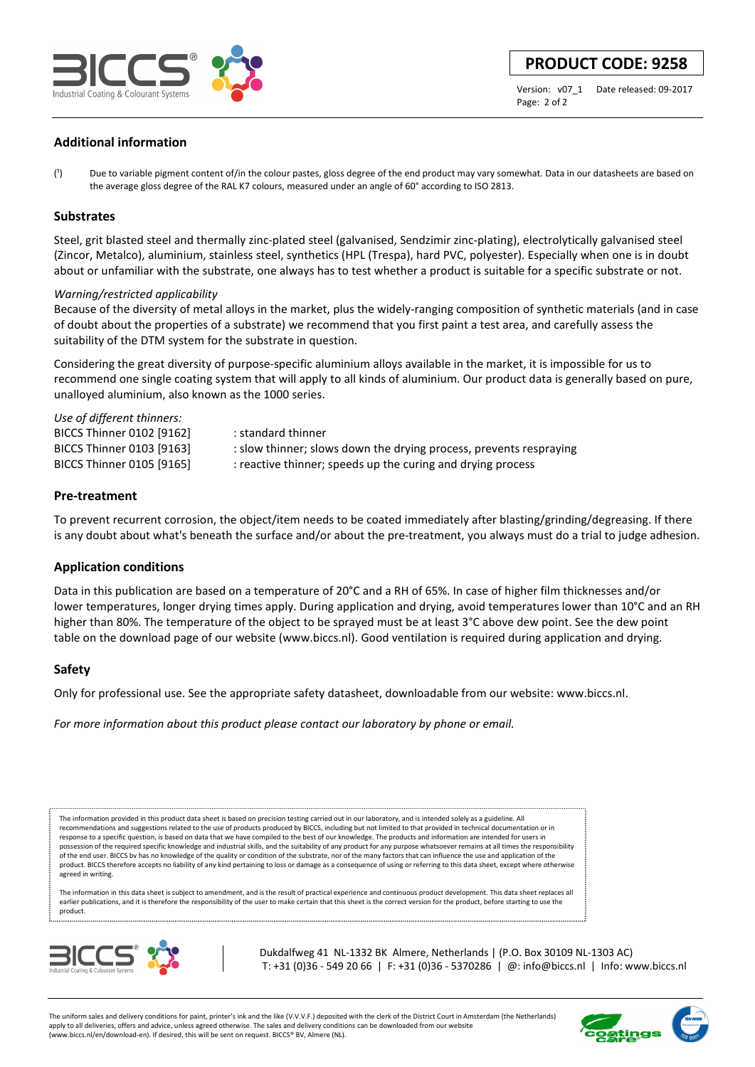## Additional information

([1]) Due to variable pigment content of/in the colour pastes, gloss degree of the end product may vary somewhat. Data in our datasheets are based on the average gloss degree of the RAL K7 colours, measured under an angle of 60° according to ISO 2813.

## Substrates

Steel, grit blasted steel and thermally zinc-plated steel (galvanised, Sendzimir zinc-plating), electrolytically galvanised steel (Zincor, Metalco), aluminium, stainless steel, synthetics (HPL (Trespa), hard PVC, polyester). Especially when one is in doubt about or unfamiliar with the substrate, one always has to test whether a product is suitable for a specific substrate or not.

*Warning/restricted applicability*

Because of the diversity of metal alloys in the market, plus the widely-ranging composition of synthetic materials (and in case of doubt about the properties of a substrate) we recommend that you first paint a test area, and carefully assess the suitability of the DTM system for the substrate in question.

Considering the great diversity of purpose-specific aluminium alloys available in the market, it is impossible for us to recommend one single coating system that will apply to all kinds of aluminium. Our product data is generally based on pure, unalloyed aluminium, also known as the 1000 series.

*Use of different thinners:*

| | |
|---|---|
| BICCS Thinner 0102 [9162] | : standard thinner |
| BICCS Thinner 0103 [9163] | : slow thinner; slows down the drying process, prevents respraying |
| BICCS Thinner 0105 [9165] | : reactive thinner; speeds up the curing and drying process |

## Pre-treatment

To prevent recurrent corrosion, the object/item needs to be coated immediately after blasting/grinding/degreasing. If there is any doubt about what's beneath the surface and/or about the pre-treatment, you always must do a trial to judge adhesion.

## Application conditions

Data in this publication are based on a temperature of 20°C and a RH of 65%. In case of higher film thicknesses and/or lower temperatures, longer drying times apply. During application and drying, avoid temperatures lower than 10°C and an RH higher than 80%. The temperature of the object to be sprayed must be at least 3°C above dew point. See the dew point table on the download page of our website (www.biccs.nl). Good ventilation is required during application and drying.

## Safety

Only for professional use. See the appropriate safety datasheet, downloadable from our website: www.biccs.nl.

*For more information about this product please contact our laboratory by phone or email.*

The information provided in this product data sheet is based on precision testing carried out in our laboratory, and is intended solely as a guideline. All recommendations and suggestions related to the use of products produced by BICCS, including but not limited to that provided in technical documentation or in response to a specific question, is based on data that we have compiled to the best of our knowledge. The products and information are intended for users in possession of the required specific knowledge and industrial skills, and the suitability of any product for any purpose whatsoever remains at all times the responsibility of the end user. BICCS bv has no knowledge of the quality or condition of the substrate, nor of the many factors that can influence the use and application of the product. BICCS therefore accepts no liability of any kind pertaining to loss or damage as a consequence of using or referring to this data sheet, except where otherwise agreed in writing.

The information in this data sheet is subject to amendment, and is the result of practical experience and continuous product development. This data sheet replaces all earlier publications, and it is therefore the responsibility of the user to make certain that this sheet is the correct version for the product, before starting to use the product.

Dukdalfweg 41 NL-1332 BK Almere, Netherlands | (P.O. Box 30109 NL-1303 AC)
T: +31 (0)36 - 549 20 66 | F: +31 (0)36 - 5370286 | @: info@biccs.nl | Info: www.biccs.nl

The uniform sales and delivery conditions for paint, printer's ink and the like (V.V.V.F.) deposited with the clerk of the District Court in Amsterdam (the Netherlands) apply to all deliveries, offers and advice, unless agreed otherwise. The sales and delivery conditions can be downloaded from our website (www.biccs.nl/en/download-en). If desired, this will be sent on request. BICCS® BV, Almere (NL).